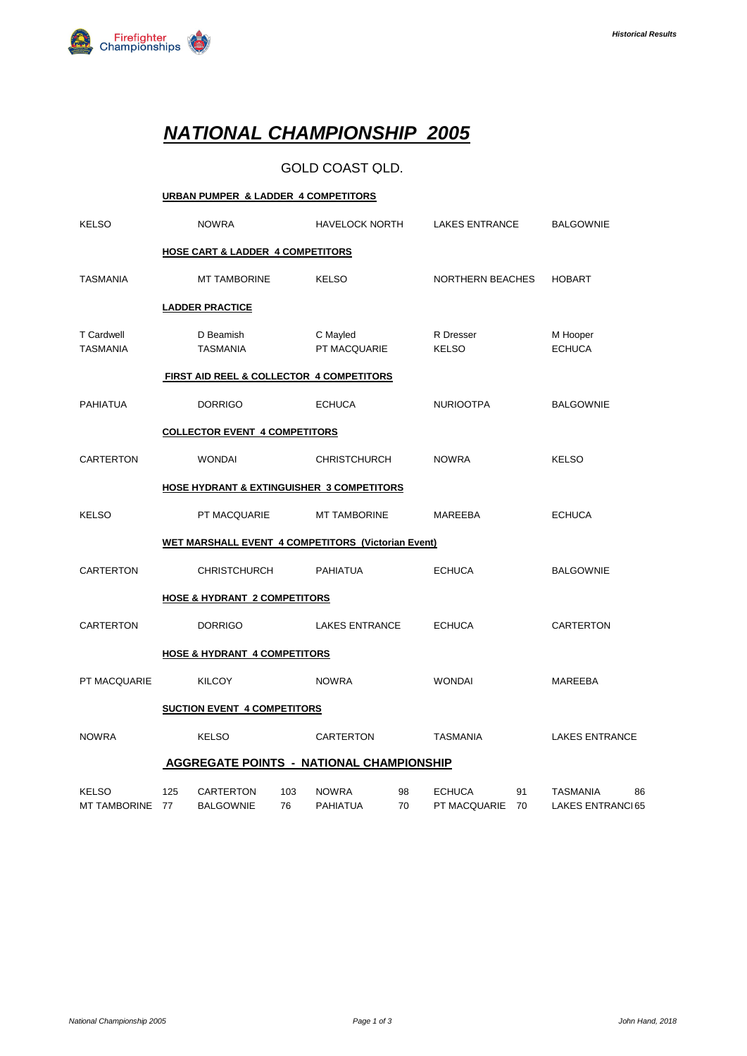# NATIONAL CHAMPIONSHIP 2005

GOLD COAST QLD.

**URBAN PUMPER & LADDER 4 COMPETITORS**

| | | | | |
|---|---|---|---|---|
| KELSO | NOWRA | HAVELOCK NORTH | LAKES ENTRANCE | BALGOWNIE |

**HOSE CART & LADDER 4 COMPETITORS**

| | | | | |
|---|---|---|---|---|
| TASMANIA | MT TAMBORINE | KELSO | NORTHERN BEACHES | HOBART |

**LADDER PRACTICE**

| | | | | |
|---|---|---|---|---|
| T Cardwell<br>TASMANIA | D Beamish<br>TASMANIA | C Mayled<br>PT MACQUARIE | R Dresser<br>KELSO | M Hooper<br>ECHUCA |

**FIRST AID REEL & COLLECTOR 4 COMPETITORS**

| | | | | |
|---|---|---|---|---|
| PAHIATUA | DORRIGO | ECHUCA | NURIOOTPA | BALGOWNIE |

**COLLECTOR EVENT 4 COMPETITORS**

| | | | | |
|---|---|---|---|---|
| CARTERTON | WONDAI | CHRISTCHURCH | NOWRA | KELSO |

**HOSE HYDRANT & EXTINGUISHER 3 COMPETITORS**

| | | | | |
|---|---|---|---|---|
| KELSO | PT MACQUARIE | MT TAMBORINE | MAREEBA | ECHUCA |

**WET MARSHALL EVENT 4 COMPETITORS (Victorian Event)**

| | | | | |
|---|---|---|---|---|
| CARTERTON | CHRISTCHURCH | PAHIATUA | ECHUCA | BALGOWNIE |

**HOSE & HYDRANT 2 COMPETITORS**

| | | | | |
|---|---|---|---|---|
| CARTERTON | DORRIGO | LAKES ENTRANCE | ECHUCA | CARTERTON |

**HOSE & HYDRANT 4 COMPETITORS**

| | | | | |
|---|---|---|---|---|
| PT MACQUARIE | KILCOY | NOWRA | WONDAI | MAREEBA |

**SUCTION EVENT 4 COMPETITORS**

| | | | | |
|---|---|---|---|---|
| NOWRA | KELSO | CARTERTON | TASMANIA | LAKES ENTRANCE |

**AGGREGATE POINTS - NATIONAL CHAMPIONSHIP**

| | | | | | | | | | |
|---|---|---|---|---|---|---|---|---|---|
| KELSO | 125 | CARTERTON | 103 | NOWRA | 98 | ECHUCA | 91 | TASMANIA | 86 |
| MT TAMBORINE | 77 | BALGOWNIE | 76 | PAHIATUA | 70 | PT MACQUARIE | 70 | LAKES ENTRANCE | 65 |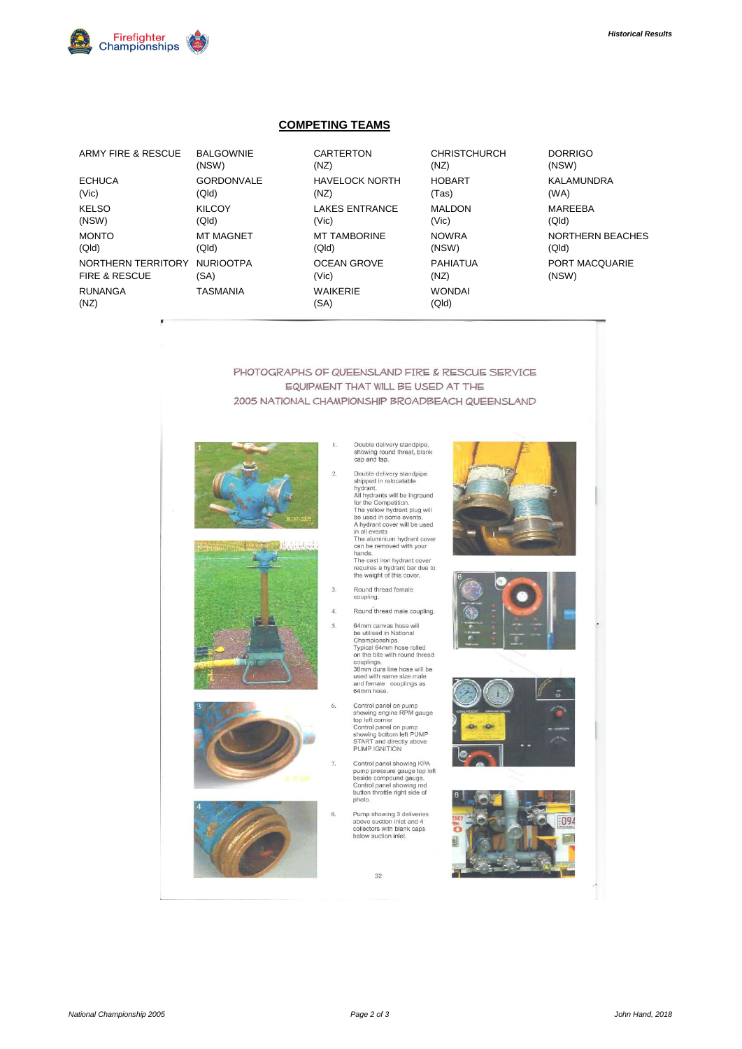## COMPETING TEAMS

| | | | | |
|---|---|---|---|---|
| ARMY FIRE & RESCUE | BALGOWNIE (NSW) | CARTERTON (NZ) | CHRISTCHURCH (NZ) | DORRIGO (NSW) |
| ECHUCA (Vic) | GORDONVALE (Qld) | HAVELOCK NORTH (NZ) | HOBART (Tas) | KALAMUNDRA (WA) |
| KELSO (NSW) | KILCOY (Qld) | LAKES ENTRANCE (Vic) | MALDON (Vic) | MAREEBA (Qld) |
| MONTO (Qld) | MT MAGNET (Qld) | MT TAMBORINE (Qld) | NOWRA (NSW) | NORTHERN BEACHES (Qld) |
| NORTHERN TERRITORY FIRE & RESCUE | NURIOOTPA (SA) | OCEAN GROVE (Vic) | PAHIATUA (NZ) | PORT MACQUARIE (NSW) |
| RUNANGA (NZ) | TASMANIA | WAIKERIE (SA) | WONDAI (Qld) | |

PHOTOGRAPHS OF QUEENSLAND FIRE & RESCUE SERVICE EQUIPMENT THAT WILL BE USED AT THE 2005 NATIONAL CHAMPIONSHIP BROADBEACH QUEENSLAND

1. Double delivery standpipe, showing round threat, blank cap and tap.
2. Double delivery standpipe shipped in relocatable hydrant. All hydrants will be inground for the Competition. The yellow hydrant plug will be used in some events. A hydrant cover will be used in all events The aluminium hydrant cover can be removed with your hands. The cast iron hydrant cover requires a hydrant bar due to the weight of this cover.
3. Round thread female coupling.
4. Round thread male coupling.
5. 64mm canvas hose will be utilised in National Championships. Typical 64mm hose rolled on the bite with round thread couplings. 38mm dura line hose will be used with same size male and female couplings as 64mm hose.
6. Control panel on pump showing engine RPM gauge top left corner Control panel on pump showing bottom left PUMP START and directly above PUMP IGNITION
7. Control panel showing KPA pump pressure gauge top left beside compound gauge. Control panel showing red button throttle right side of photo.
8. Pump showing 3 deliveries above suction inlet and 4 collectors with blank caps below suction inlet.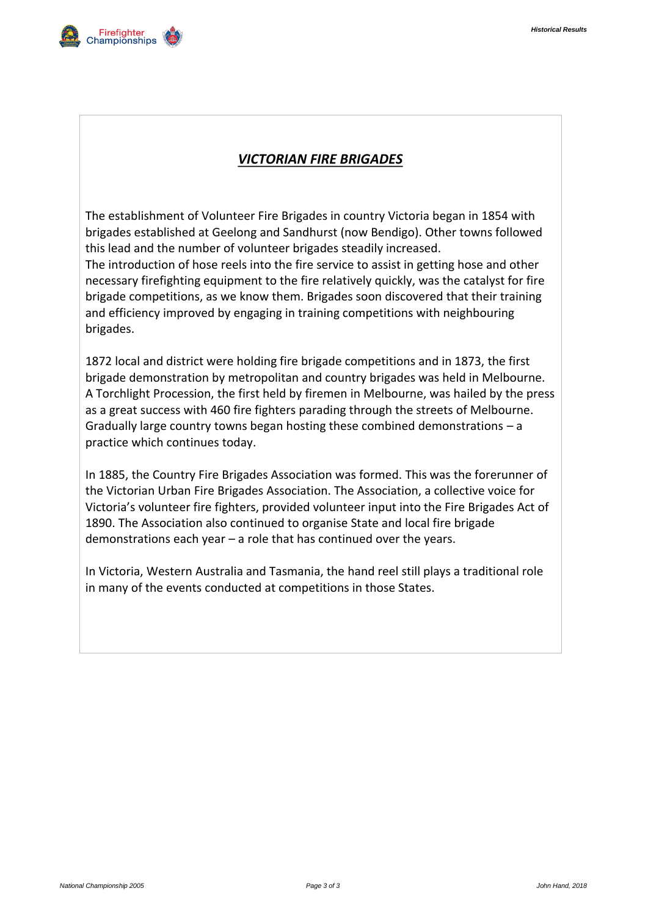## ***VICTORIAN FIRE BRIGADES***

The establishment of Volunteer Fire Brigades in country Victoria began in 1854 with brigades established at Geelong and Sandhurst (now Bendigo). Other towns followed this lead and the number of volunteer brigades steadily increased.
The introduction of hose reels into the fire service to assist in getting hose and other necessary firefighting equipment to the fire relatively quickly, was the catalyst for fire brigade competitions, as we know them. Brigades soon discovered that their training and efficiency improved by engaging in training competitions with neighbouring brigades.

1872 local and district were holding fire brigade competitions and in 1873, the first brigade demonstration by metropolitan and country brigades was held in Melbourne. A Torchlight Procession, the first held by firemen in Melbourne, was hailed by the press as a great success with 460 fire fighters parading through the streets of Melbourne. Gradually large country towns began hosting these combined demonstrations – a practice which continues today.

In 1885, the Country Fire Brigades Association was formed. This was the forerunner of the Victorian Urban Fire Brigades Association. The Association, a collective voice for Victoria's volunteer fire fighters, provided volunteer input into the Fire Brigades Act of 1890. The Association also continued to organise State and local fire brigade demonstrations each year – a role that has continued over the years.

In Victoria, Western Australia and Tasmania, the hand reel still plays a traditional role in many of the events conducted at competitions in those States.